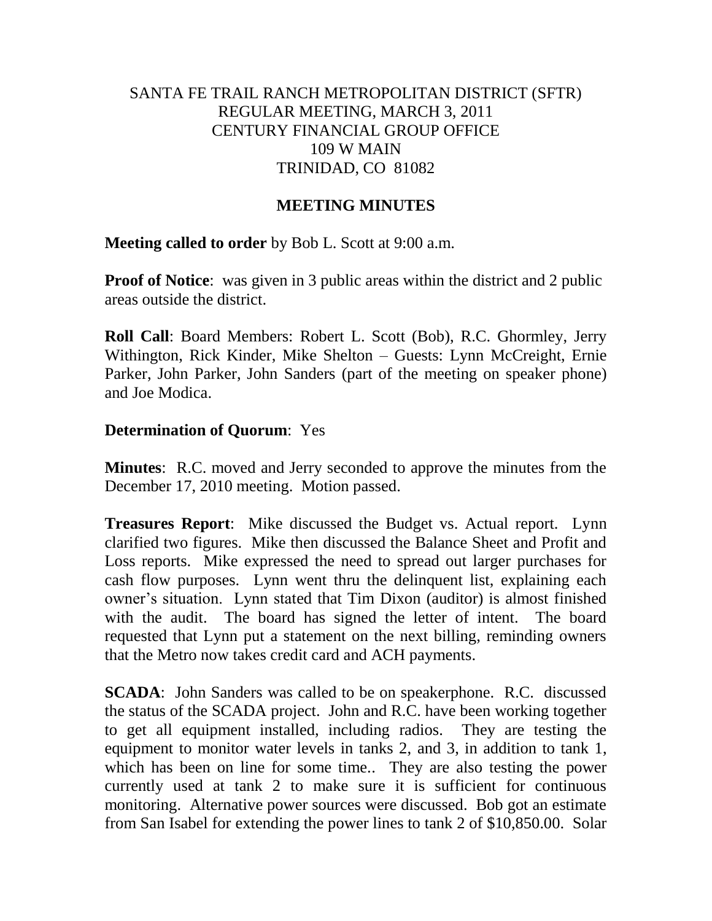SANTA FE TRAIL RANCH METROPOLITAN DISTRICT (SFTR)
REGULAR MEETING, MARCH 3, 2011
CENTURY FINANCIAL GROUP OFFICE
109 W MAIN
TRINIDAD, CO 81082

## MEETING MINUTES

**Meeting called to order** by Bob L. Scott at 9:00 a.m.

**Proof of Notice**: was given in 3 public areas within the district and 2 public areas outside the district.

**Roll Call**: Board Members: Robert L. Scott (Bob), R.C. Ghormley, Jerry Withington, Rick Kinder, Mike Shelton – Guests: Lynn McCreight, Ernie Parker, John Parker, John Sanders (part of the meeting on speaker phone) and Joe Modica.

**Determination of Quorum**: Yes

**Minutes**: R.C. moved and Jerry seconded to approve the minutes from the December 17, 2010 meeting. Motion passed.

**Treasures Report**: Mike discussed the Budget vs. Actual report. Lynn clarified two figures. Mike then discussed the Balance Sheet and Profit and Loss reports. Mike expressed the need to spread out larger purchases for cash flow purposes. Lynn went thru the delinquent list, explaining each owner's situation. Lynn stated that Tim Dixon (auditor) is almost finished with the audit. The board has signed the letter of intent. The board requested that Lynn put a statement on the next billing, reminding owners that the Metro now takes credit card and ACH payments.

**SCADA**: John Sanders was called to be on speakerphone. R.C. discussed the status of the SCADA project. John and R.C. have been working together to get all equipment installed, including radios. They are testing the equipment to monitor water levels in tanks 2, and 3, in addition to tank 1, which has been on line for some time.. They are also testing the power currently used at tank 2 to make sure it is sufficient for continuous monitoring. Alternative power sources were discussed. Bob got an estimate from San Isabel for extending the power lines to tank 2 of $10,850.00. Solar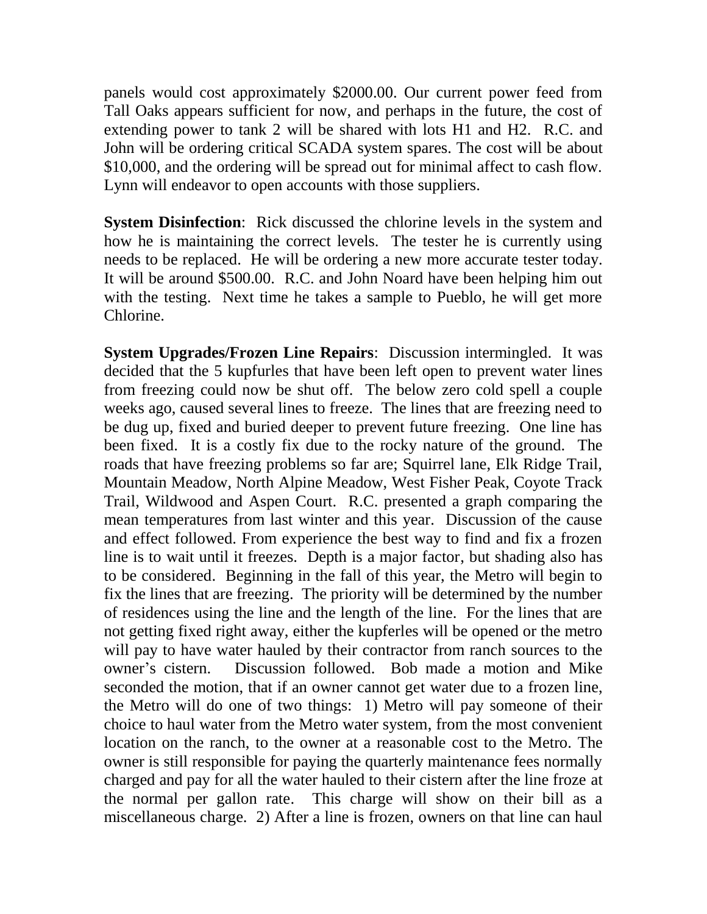panels would cost approximately $2000.00. Our current power feed from Tall Oaks appears sufficient for now, and perhaps in the future, the cost of extending power to tank 2 will be shared with lots H1 and H2. R.C. and John will be ordering critical SCADA system spares. The cost will be about $10,000, and the ordering will be spread out for minimal affect to cash flow. Lynn will endeavor to open accounts with those suppliers.

**System Disinfection**: Rick discussed the chlorine levels in the system and how he is maintaining the correct levels. The tester he is currently using needs to be replaced. He will be ordering a new more accurate tester today. It will be around $500.00. R.C. and John Noard have been helping him out with the testing. Next time he takes a sample to Pueblo, he will get more Chlorine.

**System Upgrades/Frozen Line Repairs**: Discussion intermingled. It was decided that the 5 kupfurles that have been left open to prevent water lines from freezing could now be shut off. The below zero cold spell a couple weeks ago, caused several lines to freeze. The lines that are freezing need to be dug up, fixed and buried deeper to prevent future freezing. One line has been fixed. It is a costly fix due to the rocky nature of the ground. The roads that have freezing problems so far are; Squirrel lane, Elk Ridge Trail, Mountain Meadow, North Alpine Meadow, West Fisher Peak, Coyote Track Trail, Wildwood and Aspen Court. R.C. presented a graph comparing the mean temperatures from last winter and this year. Discussion of the cause and effect followed. From experience the best way to find and fix a frozen line is to wait until it freezes. Depth is a major factor, but shading also has to be considered. Beginning in the fall of this year, the Metro will begin to fix the lines that are freezing. The priority will be determined by the number of residences using the line and the length of the line. For the lines that are not getting fixed right away, either the kupferles will be opened or the metro will pay to have water hauled by their contractor from ranch sources to the owner's cistern. Discussion followed. Bob made a motion and Mike seconded the motion, that if an owner cannot get water due to a frozen line, the Metro will do one of two things: 1) Metro will pay someone of their choice to haul water from the Metro water system, from the most convenient location on the ranch, to the owner at a reasonable cost to the Metro. The owner is still responsible for paying the quarterly maintenance fees normally charged and pay for all the water hauled to their cistern after the line froze at the normal per gallon rate. This charge will show on their bill as a miscellaneous charge. 2) After a line is frozen, owners on that line can haul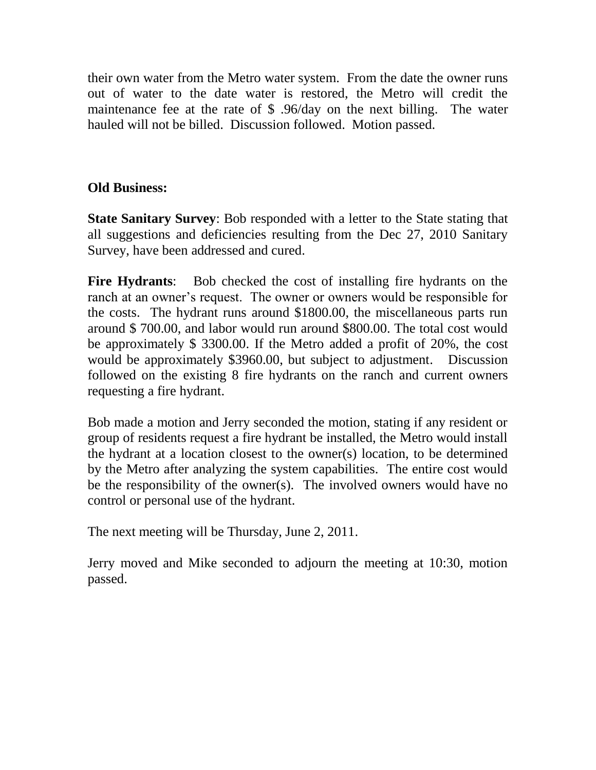their own water from the Metro water system. From the date the owner runs out of water to the date water is restored, the Metro will credit the maintenance fee at the rate of $ .96/day on the next billing. The water hauled will not be billed. Discussion followed. Motion passed.

**Old Business:**

**State Sanitary Survey**: Bob responded with a letter to the State stating that all suggestions and deficiencies resulting from the Dec 27, 2010 Sanitary Survey, have been addressed and cured.

**Fire Hydrants**: Bob checked the cost of installing fire hydrants on the ranch at an owner's request. The owner or owners would be responsible for the costs. The hydrant runs around $1800.00, the miscellaneous parts run around $ 700.00, and labor would run around $800.00. The total cost would be approximately $ 3300.00. If the Metro added a profit of 20%, the cost would be approximately $3960.00, but subject to adjustment. Discussion followed on the existing 8 fire hydrants on the ranch and current owners requesting a fire hydrant.

Bob made a motion and Jerry seconded the motion, stating if any resident or group of residents request a fire hydrant be installed, the Metro would install the hydrant at a location closest to the owner(s) location, to be determined by the Metro after analyzing the system capabilities. The entire cost would be the responsibility of the owner(s). The involved owners would have no control or personal use of the hydrant.

The next meeting will be Thursday, June 2, 2011.

Jerry moved and Mike seconded to adjourn the meeting at 10:30, motion passed.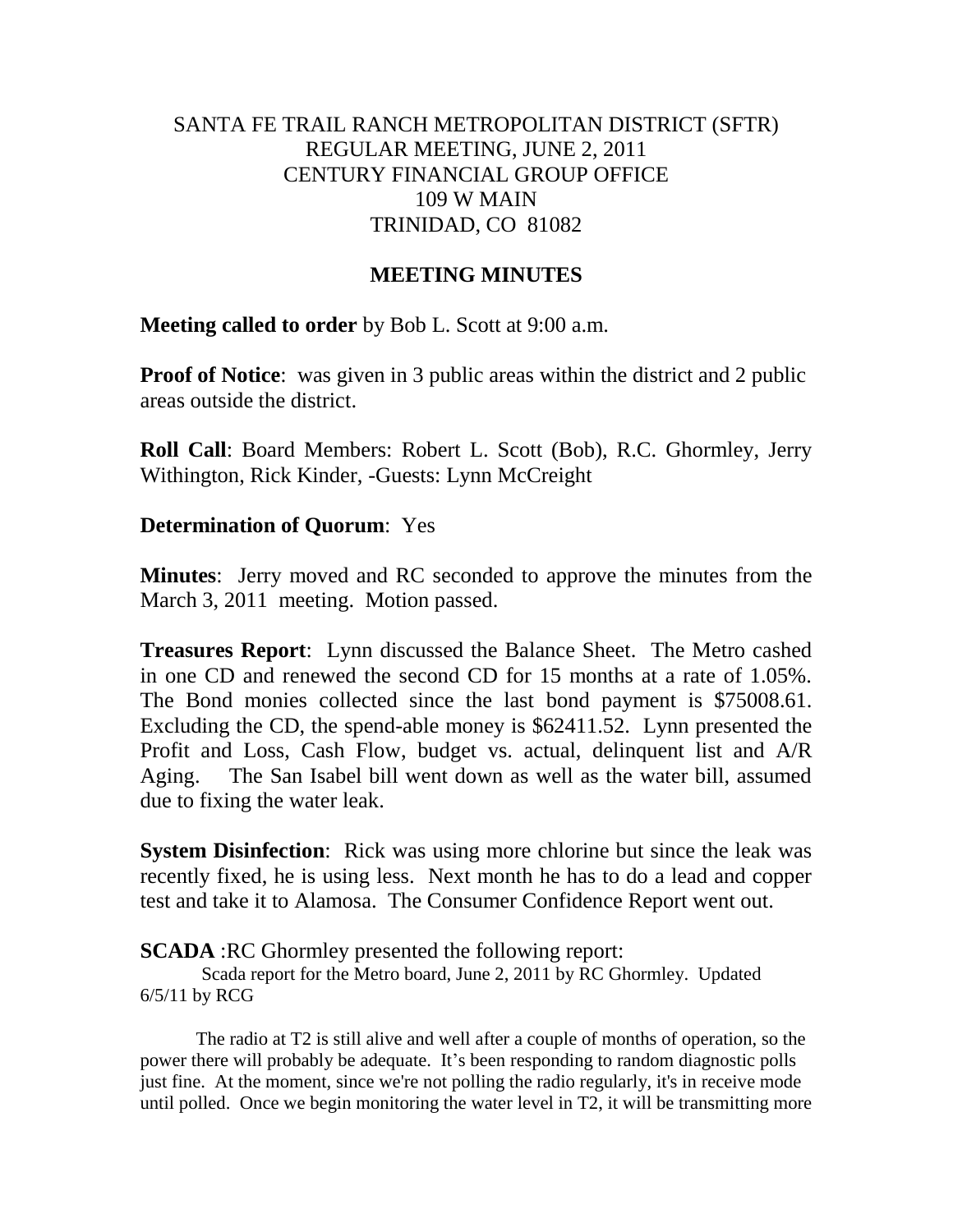SANTA FE TRAIL RANCH METROPOLITAN DISTRICT (SFTR)
REGULAR MEETING, JUNE 2, 2011
CENTURY FINANCIAL GROUP OFFICE
109 W MAIN
TRINIDAD, CO 81082

## MEETING MINUTES

**Meeting called to order** by Bob L. Scott at 9:00 a.m.

**Proof of Notice**: was given in 3 public areas within the district and 2 public areas outside the district.

**Roll Call**: Board Members: Robert L. Scott (Bob), R.C. Ghormley, Jerry Withington, Rick Kinder, -Guests: Lynn McCreight

**Determination of Quorum**: Yes

**Minutes**: Jerry moved and RC seconded to approve the minutes from the March 3, 2011 meeting. Motion passed.

**Treasures Report**: Lynn discussed the Balance Sheet. The Metro cashed in one CD and renewed the second CD for 15 months at a rate of 1.05%. The Bond monies collected since the last bond payment is $75008.61. Excluding the CD, the spend-able money is $62411.52. Lynn presented the Profit and Loss, Cash Flow, budget vs. actual, delinquent list and A/R Aging. The San Isabel bill went down as well as the water bill, assumed due to fixing the water leak.

**System Disinfection**: Rick was using more chlorine but since the leak was recently fixed, he is using less. Next month he has to do a lead and copper test and take it to Alamosa. The Consumer Confidence Report went out.

**SCADA** :RC Ghormley presented the following report:

Scada report for the Metro board, June 2, 2011 by RC Ghormley. Updated 6/5/11 by RCG

The radio at T2 is still alive and well after a couple of months of operation, so the power there will probably be adequate. It's been responding to random diagnostic polls just fine. At the moment, since we're not polling the radio regularly, it's in receive mode until polled. Once we begin monitoring the water level in T2, it will be transmitting more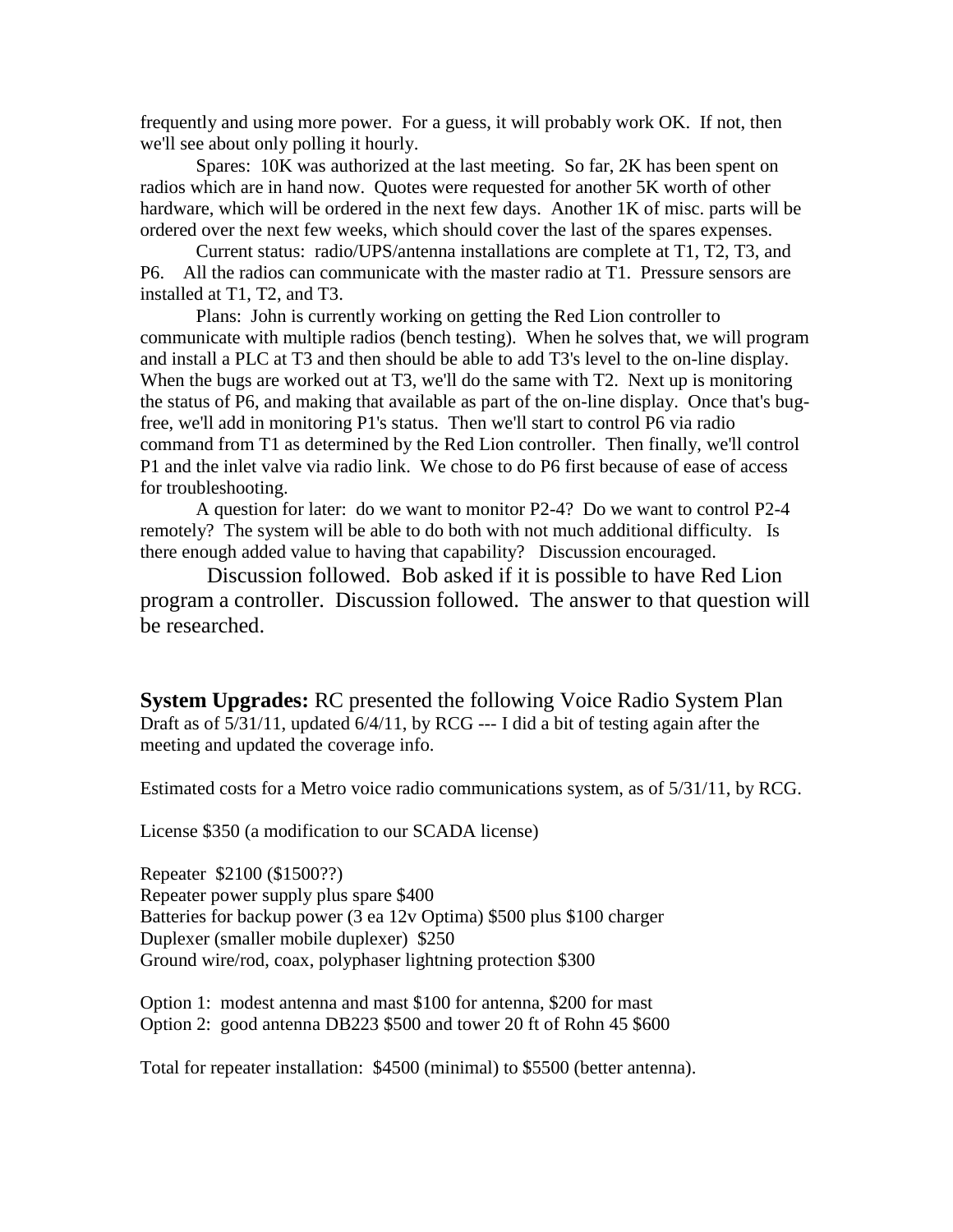frequently and using more power. For a guess, it will probably work OK. If not, then we'll see about only polling it hourly.

Spares: 10K was authorized at the last meeting. So far, 2K has been spent on radios which are in hand now. Quotes were requested for another 5K worth of other hardware, which will be ordered in the next few days. Another 1K of misc. parts will be ordered over the next few weeks, which should cover the last of the spares expenses.

Current status: radio/UPS/antenna installations are complete at T1, T2, T3, and P6. All the radios can communicate with the master radio at T1. Pressure sensors are installed at T1, T2, and T3.

Plans: John is currently working on getting the Red Lion controller to communicate with multiple radios (bench testing). When he solves that, we will program and install a PLC at T3 and then should be able to add T3's level to the on-line display. When the bugs are worked out at T3, we'll do the same with T2. Next up is monitoring the status of P6, and making that available as part of the on-line display. Once that's bug-free, we'll add in monitoring P1's status. Then we'll start to control P6 via radio command from T1 as determined by the Red Lion controller. Then finally, we'll control P1 and the inlet valve via radio link. We chose to do P6 first because of ease of access for troubleshooting.

A question for later: do we want to monitor P2-4? Do we want to control P2-4 remotely? The system will be able to do both with not much additional difficulty. Is there enough added value to having that capability? Discussion encouraged.

Discussion followed. Bob asked if it is possible to have Red Lion program a controller. Discussion followed. The answer to that question will be researched.

**System Upgrades:** RC presented the following Voice Radio System Plan Draft as of 5/31/11, updated 6/4/11, by RCG --- I did a bit of testing again after the meeting and updated the coverage info.

Estimated costs for a Metro voice radio communications system, as of 5/31/11, by RCG.

License $350 (a modification to our SCADA license)

Repeater $2100 ($1500??)
Repeater power supply plus spare $400
Batteries for backup power (3 ea 12v Optima) $500 plus $100 charger
Duplexer (smaller mobile duplexer) $250
Ground wire/rod, coax, polyphaser lightning protection $300

Option 1: modest antenna and mast $100 for antenna, $200 for mast
Option 2: good antenna DB223 $500 and tower 20 ft of Rohn 45 $600

Total for repeater installation: $4500 (minimal) to $5500 (better antenna).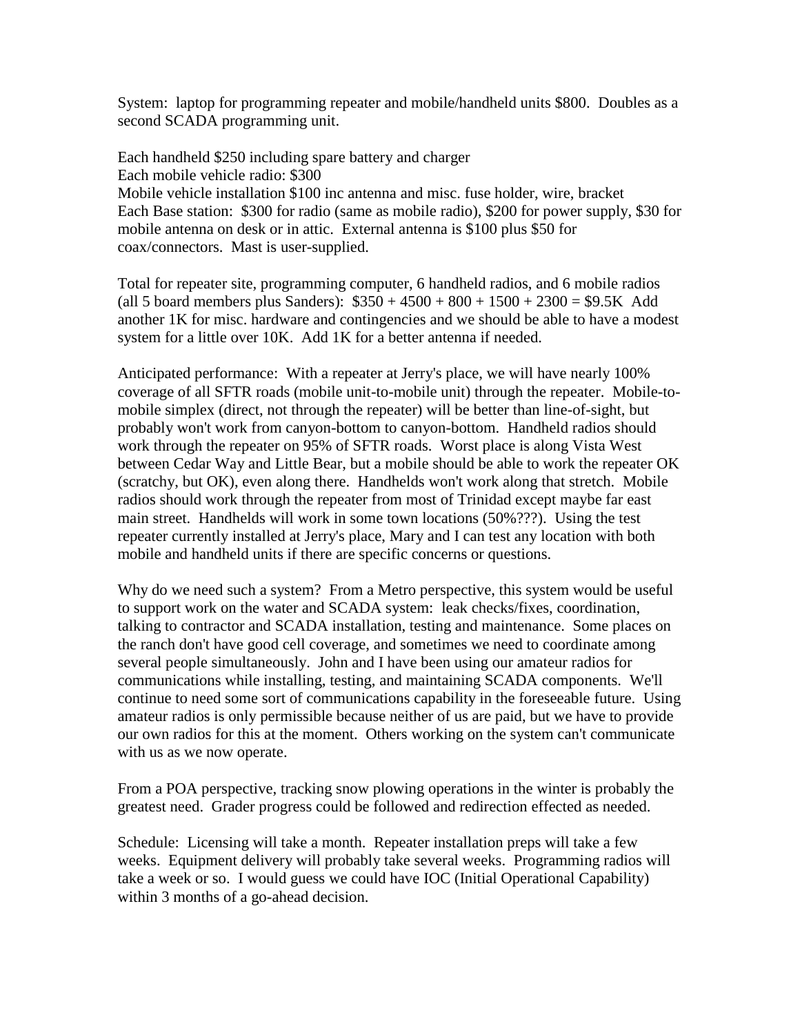System: laptop for programming repeater and mobile/handheld units $800. Doubles as a second SCADA programming unit.

Each handheld $250 including spare battery and charger
Each mobile vehicle radio: $300
Mobile vehicle installation $100 inc antenna and misc. fuse holder, wire, bracket
Each Base station: $300 for radio (same as mobile radio), $200 for power supply, $30 for mobile antenna on desk or in attic. External antenna is $100 plus $50 for coax/connectors. Mast is user-supplied.

Total for repeater site, programming computer, 6 handheld radios, and 6 mobile radios (all 5 board members plus Sanders): $350 + 4500 + 800 + 1500 + 2300 = $9.5K Add another 1K for misc. hardware and contingencies and we should be able to have a modest system for a little over 10K. Add 1K for a better antenna if needed.

Anticipated performance: With a repeater at Jerry's place, we will have nearly 100% coverage of all SFTR roads (mobile unit-to-mobile unit) through the repeater. Mobile-to-mobile simplex (direct, not through the repeater) will be better than line-of-sight, but probably won't work from canyon-bottom to canyon-bottom. Handheld radios should work through the repeater on 95% of SFTR roads. Worst place is along Vista West between Cedar Way and Little Bear, but a mobile should be able to work the repeater OK (scratchy, but OK), even along there. Handhelds won't work along that stretch. Mobile radios should work through the repeater from most of Trinidad except maybe far east main street. Handhelds will work in some town locations (50%???). Using the test repeater currently installed at Jerry's place, Mary and I can test any location with both mobile and handheld units if there are specific concerns or questions.

Why do we need such a system? From a Metro perspective, this system would be useful to support work on the water and SCADA system: leak checks/fixes, coordination, talking to contractor and SCADA installation, testing and maintenance. Some places on the ranch don't have good cell coverage, and sometimes we need to coordinate among several people simultaneously. John and I have been using our amateur radios for communications while installing, testing, and maintaining SCADA components. We'll continue to need some sort of communications capability in the foreseeable future. Using amateur radios is only permissible because neither of us are paid, but we have to provide our own radios for this at the moment. Others working on the system can't communicate with us as we now operate.

From a POA perspective, tracking snow plowing operations in the winter is probably the greatest need. Grader progress could be followed and redirection effected as needed.

Schedule: Licensing will take a month. Repeater installation preps will take a few weeks. Equipment delivery will probably take several weeks. Programming radios will take a week or so. I would guess we could have IOC (Initial Operational Capability) within 3 months of a go-ahead decision.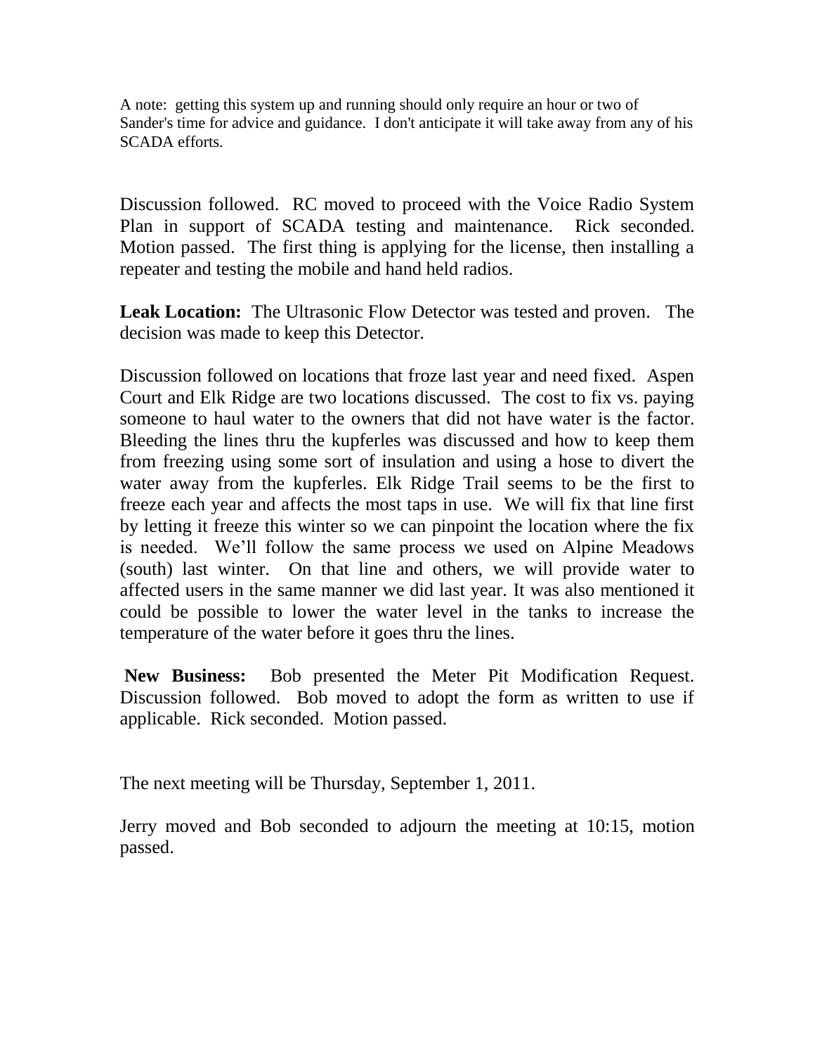A note: getting this system up and running should only require an hour or two of Sander's time for advice and guidance. I don't anticipate it will take away from any of his SCADA efforts.

Discussion followed. RC moved to proceed with the Voice Radio System Plan in support of SCADA testing and maintenance. Rick seconded. Motion passed. The first thing is applying for the license, then installing a repeater and testing the mobile and hand held radios.

**Leak Location:** The Ultrasonic Flow Detector was tested and proven. The decision was made to keep this Detector.

Discussion followed on locations that froze last year and need fixed. Aspen Court and Elk Ridge are two locations discussed. The cost to fix vs. paying someone to haul water to the owners that did not have water is the factor. Bleeding the lines thru the kupferles was discussed and how to keep them from freezing using some sort of insulation and using a hose to divert the water away from the kupferles. Elk Ridge Trail seems to be the first to freeze each year and affects the most taps in use. We will fix that line first by letting it freeze this winter so we can pinpoint the location where the fix is needed. We'll follow the same process we used on Alpine Meadows (south) last winter. On that line and others, we will provide water to affected users in the same manner we did last year. It was also mentioned it could be possible to lower the water level in the tanks to increase the temperature of the water before it goes thru the lines.

**New Business:** Bob presented the Meter Pit Modification Request. Discussion followed. Bob moved to adopt the form as written to use if applicable. Rick seconded. Motion passed.

The next meeting will be Thursday, September 1, 2011.

Jerry moved and Bob seconded to adjourn the meeting at 10:15, motion passed.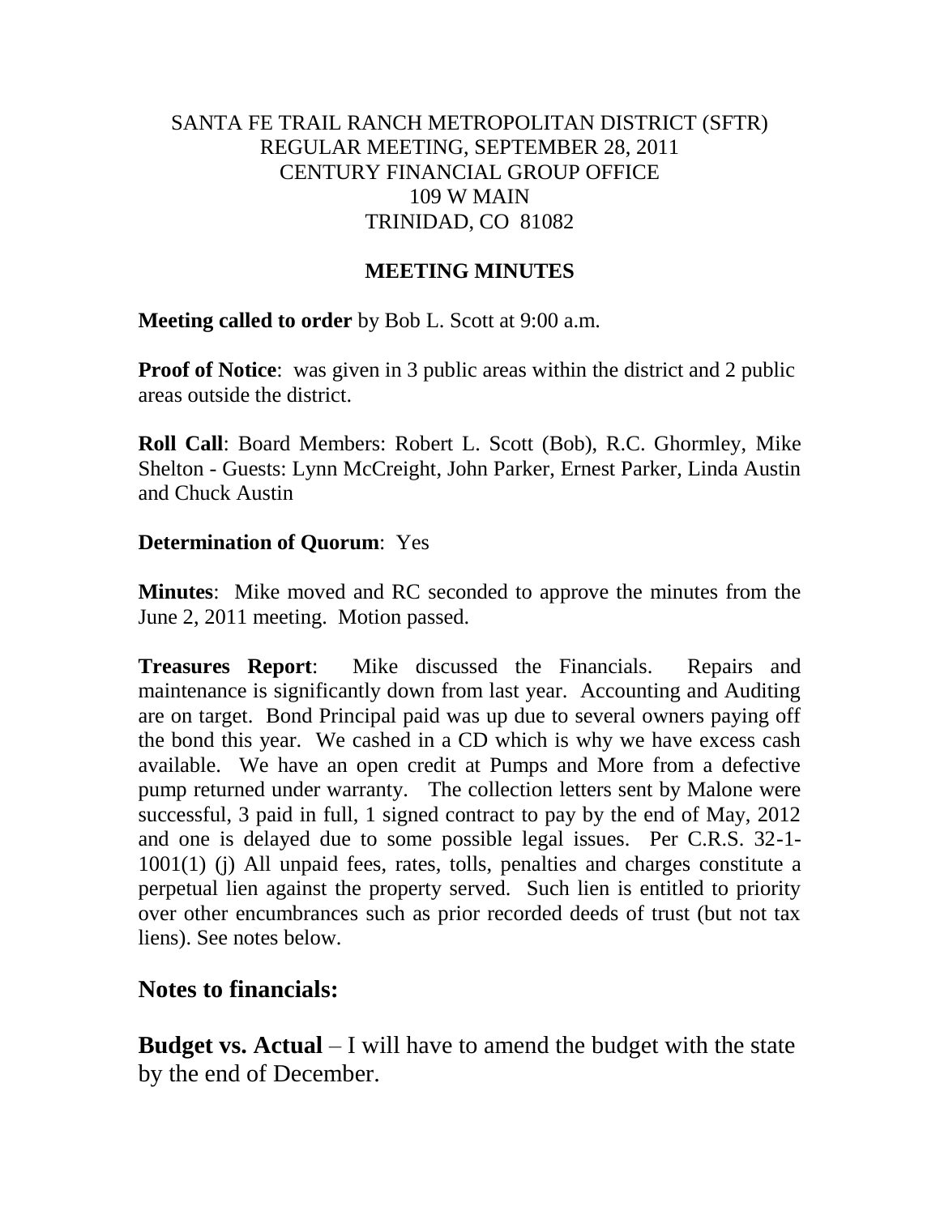SANTA FE TRAIL RANCH METROPOLITAN DISTRICT (SFTR)
REGULAR MEETING, SEPTEMBER 28, 2011
CENTURY FINANCIAL GROUP OFFICE
109 W MAIN
TRINIDAD, CO 81082

**MEETING MINUTES**

**Meeting called to order** by Bob L. Scott at 9:00 a.m.

**Proof of Notice**: was given in 3 public areas within the district and 2 public areas outside the district.

**Roll Call**: Board Members: Robert L. Scott (Bob), R.C. Ghormley, Mike Shelton - Guests: Lynn McCreight, John Parker, Ernest Parker, Linda Austin and Chuck Austin

**Determination of Quorum**: Yes

**Minutes**: Mike moved and RC seconded to approve the minutes from the June 2, 2011 meeting. Motion passed.

**Treasures Report**: Mike discussed the Financials. Repairs and maintenance is significantly down from last year. Accounting and Auditing are on target. Bond Principal paid was up due to several owners paying off the bond this year. We cashed in a CD which is why we have excess cash available. We have an open credit at Pumps and More from a defective pump returned under warranty. The collection letters sent by Malone were successful, 3 paid in full, 1 signed contract to pay by the end of May, 2012 and one is delayed due to some possible legal issues. Per C.R.S. 32-1-1001(1) (j) All unpaid fees, rates, tolls, penalties and charges constitute a perpetual lien against the property served. Such lien is entitled to priority over other encumbrances such as prior recorded deeds of trust (but not tax liens). See notes below.

## Notes to financials:

**Budget vs. Actual** – I will have to amend the budget with the state by the end of December.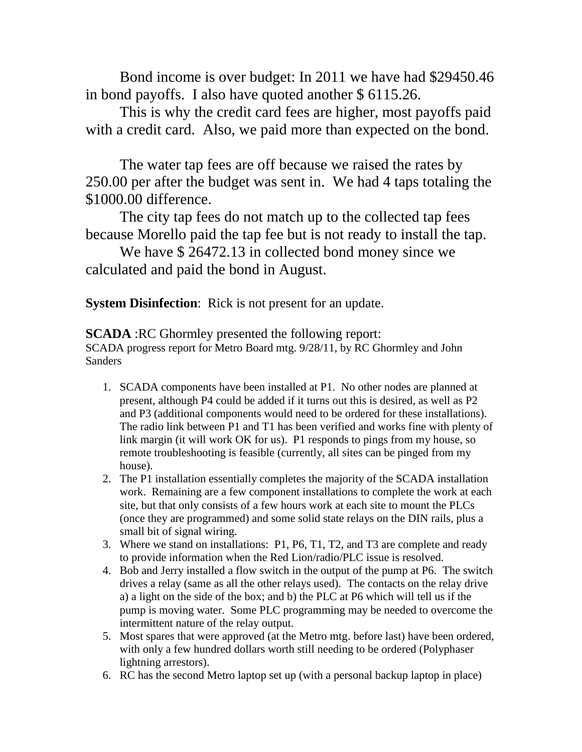Bond income is over budget: In 2011 we have had $29450.46 in bond payoffs. I also have quoted another $ 6115.26.

This is why the credit card fees are higher, most payoffs paid with a credit card. Also, we paid more than expected on the bond.

The water tap fees are off because we raised the rates by 250.00 per after the budget was sent in. We had 4 taps totaling the $1000.00 difference.

The city tap fees do not match up to the collected tap fees because Morello paid the tap fee but is not ready to install the tap.

We have $ 26472.13 in collected bond money since we calculated and paid the bond in August.

**System Disinfection**: Rick is not present for an update.

**SCADA** :RC Ghormley presented the following report:

SCADA progress report for Metro Board mtg. 9/28/11, by RC Ghormley and John Sanders

1. SCADA components have been installed at P1. No other nodes are planned at present, although P4 could be added if it turns out this is desired, as well as P2 and P3 (additional components would need to be ordered for these installations). The radio link between P1 and T1 has been verified and works fine with plenty of link margin (it will work OK for us). P1 responds to pings from my house, so remote troubleshooting is feasible (currently, all sites can be pinged from my house).
2. The P1 installation essentially completes the majority of the SCADA installation work. Remaining are a few component installations to complete the work at each site, but that only consists of a few hours work at each site to mount the PLCs (once they are programmed) and some solid state relays on the DIN rails, plus a small bit of signal wiring.
3. Where we stand on installations: P1, P6, T1, T2, and T3 are complete and ready to provide information when the Red Lion/radio/PLC issue is resolved.
4. Bob and Jerry installed a flow switch in the output of the pump at P6. The switch drives a relay (same as all the other relays used). The contacts on the relay drive a) a light on the side of the box; and b) the PLC at P6 which will tell us if the pump is moving water. Some PLC programming may be needed to overcome the intermittent nature of the relay output.
5. Most spares that were approved (at the Metro mtg. before last) have been ordered, with only a few hundred dollars worth still needing to be ordered (Polyphaser lightning arrestors).
6. RC has the second Metro laptop set up (with a personal backup laptop in place)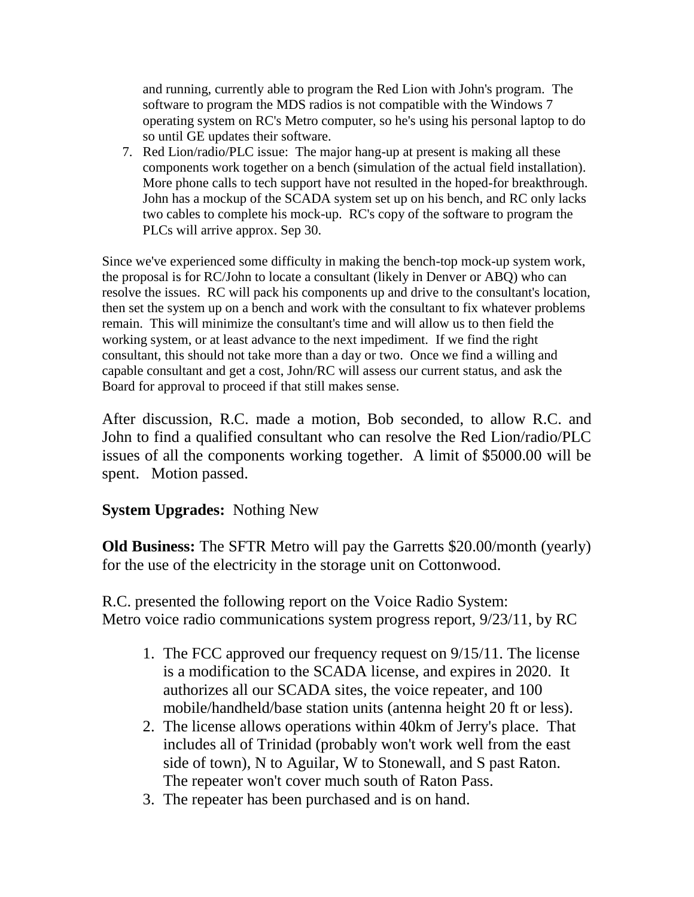and running, currently able to program the Red Lion with John's program. The software to program the MDS radios is not compatible with the Windows 7 operating system on RC's Metro computer, so he's using his personal laptop to do so until GE updates their software.

7. Red Lion/radio/PLC issue: The major hang-up at present is making all these components work together on a bench (simulation of the actual field installation). More phone calls to tech support have not resulted in the hoped-for breakthrough. John has a mockup of the SCADA system set up on his bench, and RC only lacks two cables to complete his mock-up. RC's copy of the software to program the PLCs will arrive approx. Sep 30.

Since we've experienced some difficulty in making the bench-top mock-up system work, the proposal is for RC/John to locate a consultant (likely in Denver or ABQ) who can resolve the issues. RC will pack his components up and drive to the consultant's location, then set the system up on a bench and work with the consultant to fix whatever problems remain. This will minimize the consultant's time and will allow us to then field the working system, or at least advance to the next impediment. If we find the right consultant, this should not take more than a day or two. Once we find a willing and capable consultant and get a cost, John/RC will assess our current status, and ask the Board for approval to proceed if that still makes sense.

After discussion, R.C. made a motion, Bob seconded, to allow R.C. and John to find a qualified consultant who can resolve the Red Lion/radio/PLC issues of all the components working together. A limit of $5000.00 will be spent. Motion passed.

**System Upgrades:** Nothing New

**Old Business:** The SFTR Metro will pay the Garretts $20.00/month (yearly) for the use of the electricity in the storage unit on Cottonwood.

R.C. presented the following report on the Voice Radio System:
Metro voice radio communications system progress report, 9/23/11, by RC

1. The FCC approved our frequency request on 9/15/11. The license is a modification to the SCADA license, and expires in 2020. It authorizes all our SCADA sites, the voice repeater, and 100 mobile/handheld/base station units (antenna height 20 ft or less).
2. The license allows operations within 40km of Jerry's place. That includes all of Trinidad (probably won't work well from the east side of town), N to Aguilar, W to Stonewall, and S past Raton. The repeater won't cover much south of Raton Pass.
3. The repeater has been purchased and is on hand.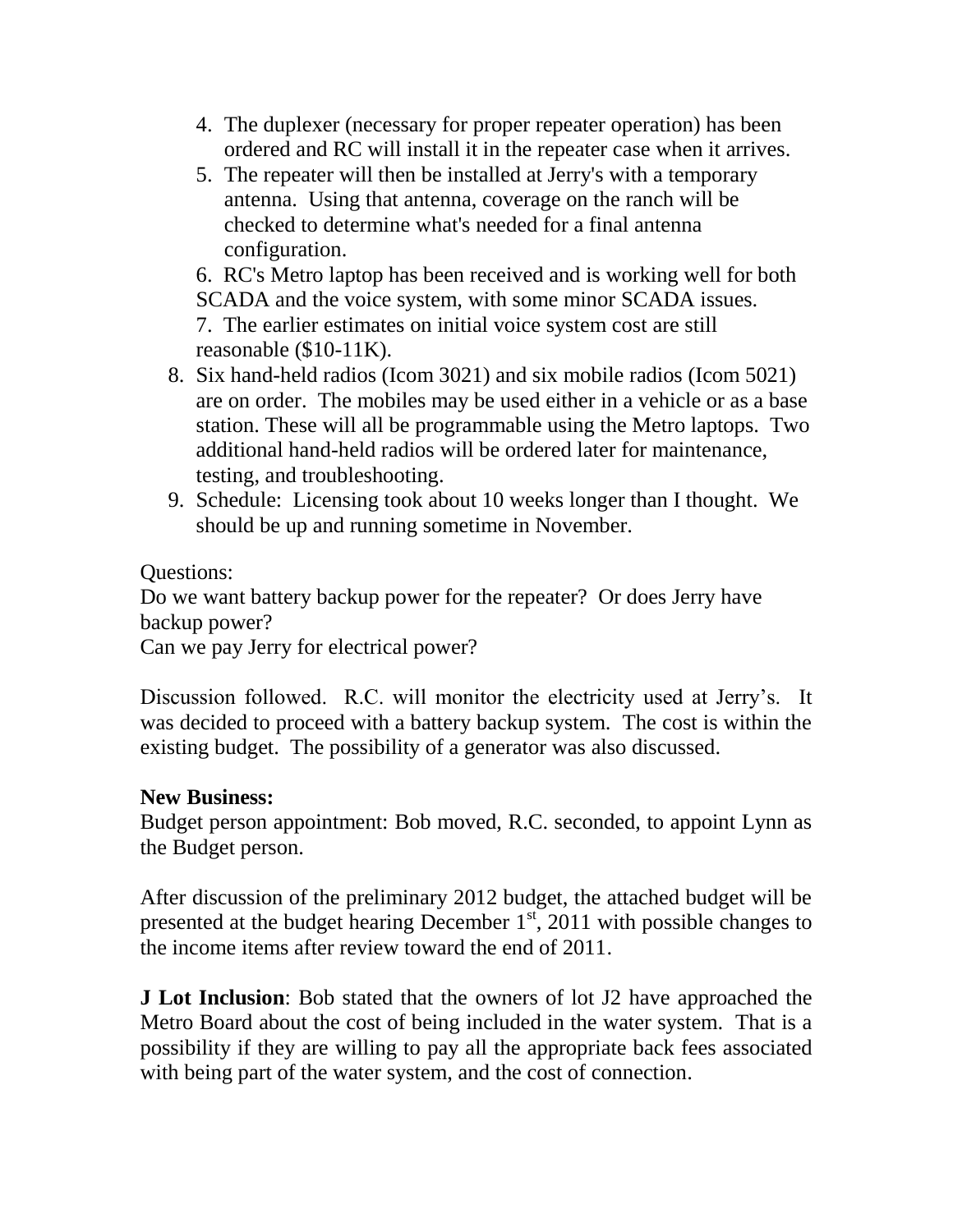4. The duplexer (necessary for proper repeater operation) has been ordered and RC will install it in the repeater case when it arrives.
5. The repeater will then be installed at Jerry's with a temporary antenna. Using that antenna, coverage on the ranch will be checked to determine what's needed for a final antenna configuration.
6. RC's Metro laptop has been received and is working well for both SCADA and the voice system, with some minor SCADA issues.
7. The earlier estimates on initial voice system cost are still reasonable ($10-11K).
8. Six hand-held radios (Icom 3021) and six mobile radios (Icom 5021) are on order. The mobiles may be used either in a vehicle or as a base station. These will all be programmable using the Metro laptops. Two additional hand-held radios will be ordered later for maintenance, testing, and troubleshooting.
9. Schedule: Licensing took about 10 weeks longer than I thought. We should be up and running sometime in November.

Questions:
Do we want battery backup power for the repeater? Or does Jerry have backup power?
Can we pay Jerry for electrical power?

Discussion followed. R.C. will monitor the electricity used at Jerry's. It was decided to proceed with a battery backup system. The cost is within the existing budget. The possibility of a generator was also discussed.

**New Business:**
Budget person appointment: Bob moved, R.C. seconded, to appoint Lynn as the Budget person.

After discussion of the preliminary 2012 budget, the attached budget will be presented at the budget hearing December 1st, 2011 with possible changes to the income items after review toward the end of 2011.

**J Lot Inclusion**: Bob stated that the owners of lot J2 have approached the Metro Board about the cost of being included in the water system. That is a possibility if they are willing to pay all the appropriate back fees associated with being part of the water system, and the cost of connection.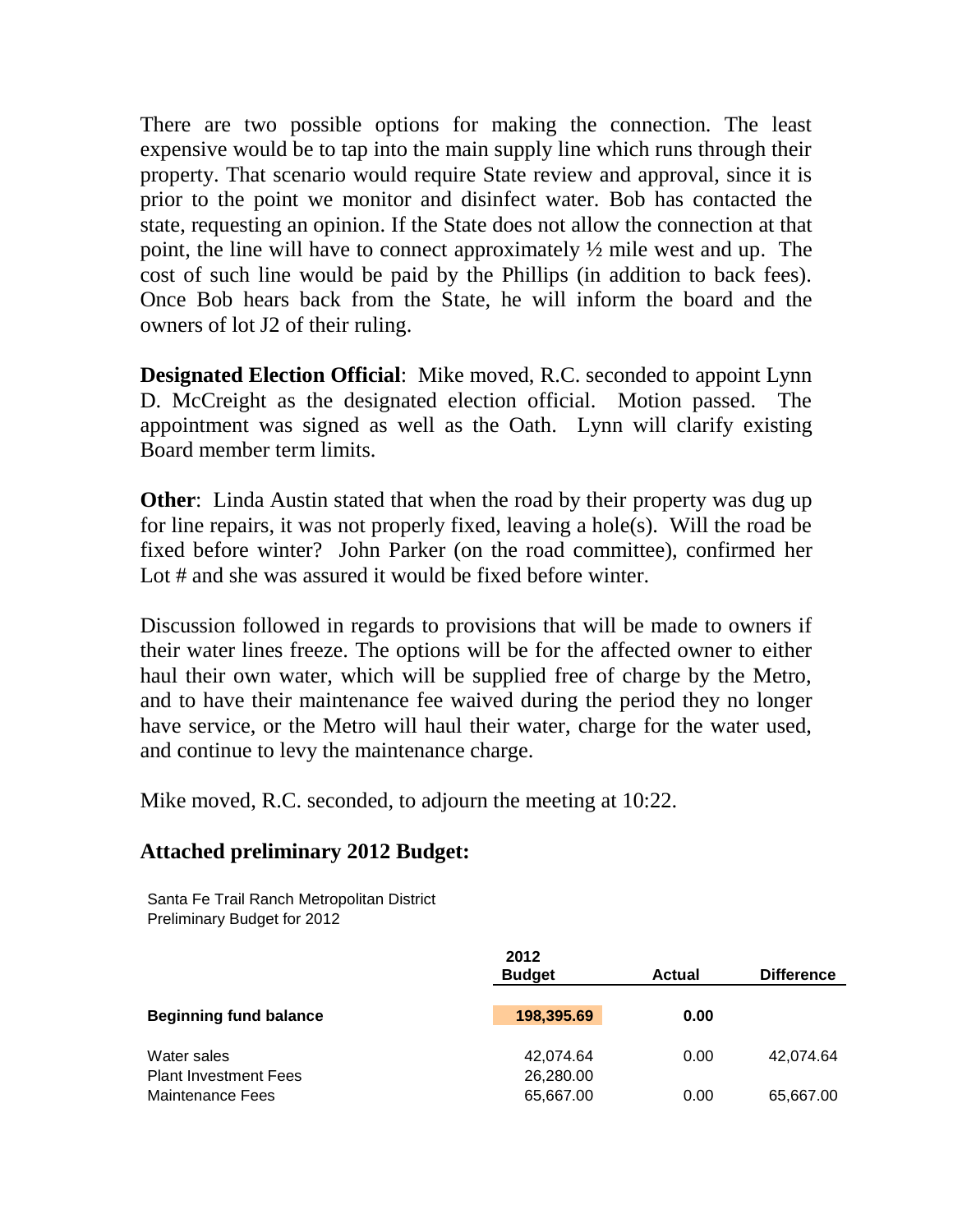There are two possible options for making the connection. The least expensive would be to tap into the main supply line which runs through their property. That scenario would require State review and approval, since it is prior to the point we monitor and disinfect water. Bob has contacted the state, requesting an opinion. If the State does not allow the connection at that point, the line will have to connect approximately ½ mile west and up. The cost of such line would be paid by the Phillips (in addition to back fees). Once Bob hears back from the State, he will inform the board and the owners of lot J2 of their ruling.

**Designated Election Official**: Mike moved, R.C. seconded to appoint Lynn D. McCreight as the designated election official. Motion passed. The appointment was signed as well as the Oath. Lynn will clarify existing Board member term limits.

**Other**: Linda Austin stated that when the road by their property was dug up for line repairs, it was not properly fixed, leaving a hole(s). Will the road be fixed before winter? John Parker (on the road committee), confirmed her Lot # and she was assured it would be fixed before winter.

Discussion followed in regards to provisions that will be made to owners if their water lines freeze. The options will be for the affected owner to either haul their own water, which will be supplied free of charge by the Metro, and to have their maintenance fee waived during the period they no longer have service, or the Metro will haul their water, charge for the water used, and continue to levy the maintenance charge.

Mike moved, R.C. seconded, to adjourn the meeting at 10:22.

**Attached preliminary 2012 Budget:**

Santa Fe Trail Ranch Metropolitan District
Preliminary Budget for 2012

| | 2012 Budget | Actual | Difference |
|---|---|---|---|
| **Beginning fund balance** | **198,395.69** | **0.00** | |
| Water sales | 42,074.64 | 0.00 | 42,074.64 |
| Plant Investment Fees | 26,280.00 | | |
| Maintenance Fees | 65,667.00 | 0.00 | 65,667.00 |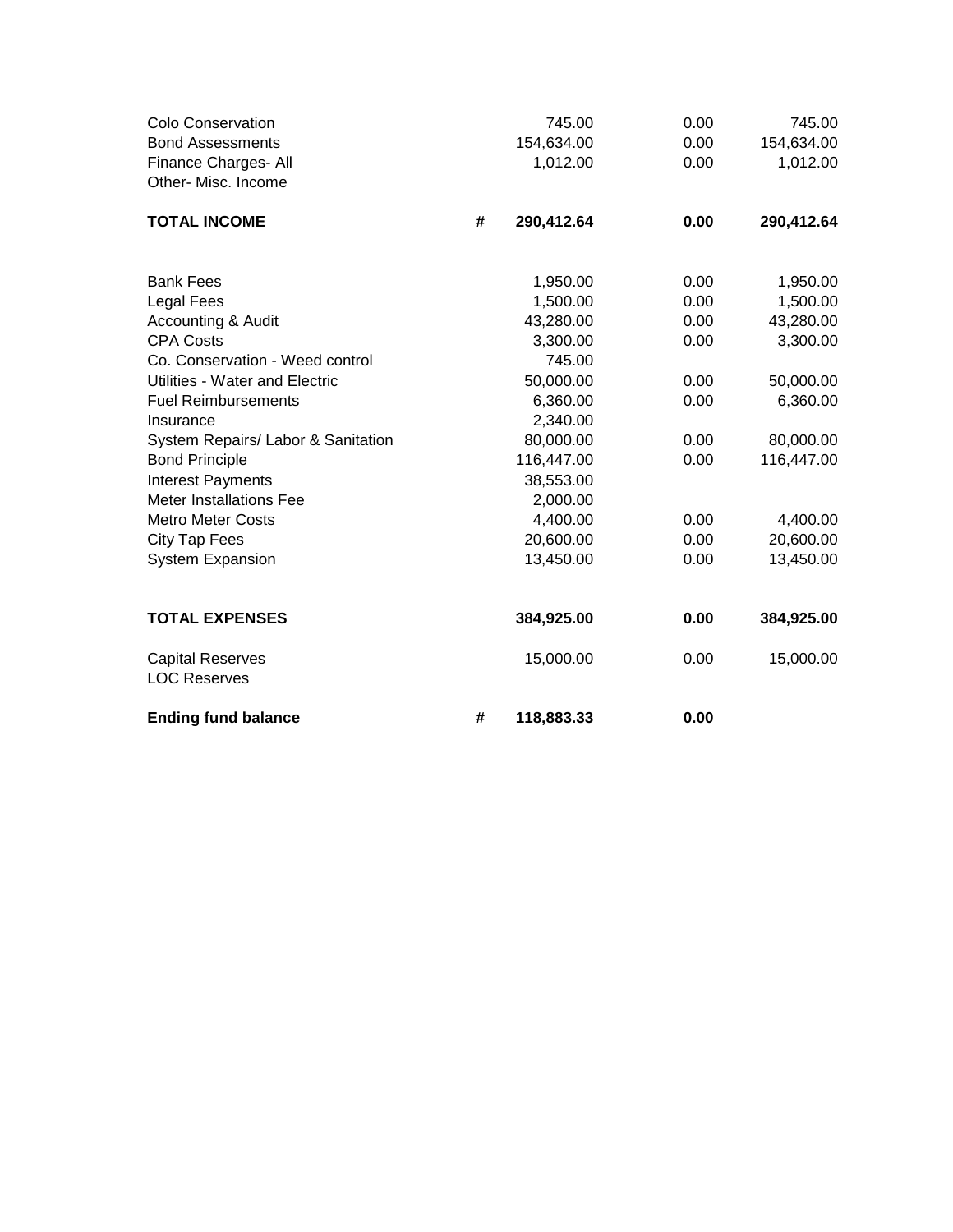| | | | | |
|---|---|---|---|---|
| Colo Conservation | | 745.00 | 0.00 | 745.00 |
| Bond Assessments | | 154,634.00 | 0.00 | 154,634.00 |
| Finance Charges- All | | 1,012.00 | 0.00 | 1,012.00 |
| Other- Misc. Income | | | | |
| **TOTAL INCOME** | **#** | **290,412.64** | **0.00** | **290,412.64** |
| | | | | |
| Bank Fees | | 1,950.00 | 0.00 | 1,950.00 |
| Legal Fees | | 1,500.00 | 0.00 | 1,500.00 |
| Accounting & Audit | | 43,280.00 | 0.00 | 43,280.00 |
| CPA Costs | | 3,300.00 | 0.00 | 3,300.00 |
| Co. Conservation - Weed control | | 745.00 | | |
| Utilities - Water and Electric | | 50,000.00 | 0.00 | 50,000.00 |
| Fuel Reimbursements | | 6,360.00 | 0.00 | 6,360.00 |
| Insurance | | 2,340.00 | | |
| System Repairs/ Labor & Sanitation | | 80,000.00 | 0.00 | 80,000.00 |
| Bond Principle | | 116,447.00 | 0.00 | 116,447.00 |
| Interest Payments | | 38,553.00 | | |
| Meter Installations Fee | | 2,000.00 | | |
| Metro Meter Costs | | 4,400.00 | 0.00 | 4,400.00 |
| City Tap Fees | | 20,600.00 | 0.00 | 20,600.00 |
| System Expansion | | 13,450.00 | 0.00 | 13,450.00 |
| | | | | |
| **TOTAL EXPENSES** | | **384,925.00** | **0.00** | **384,925.00** |
| | | | | |
| Capital Reserves | | 15,000.00 | 0.00 | 15,000.00 |
| LOC Reserves | | | | |
| | | | | |
| **Ending fund balance** | **#** | **118,883.33** | **0.00** | |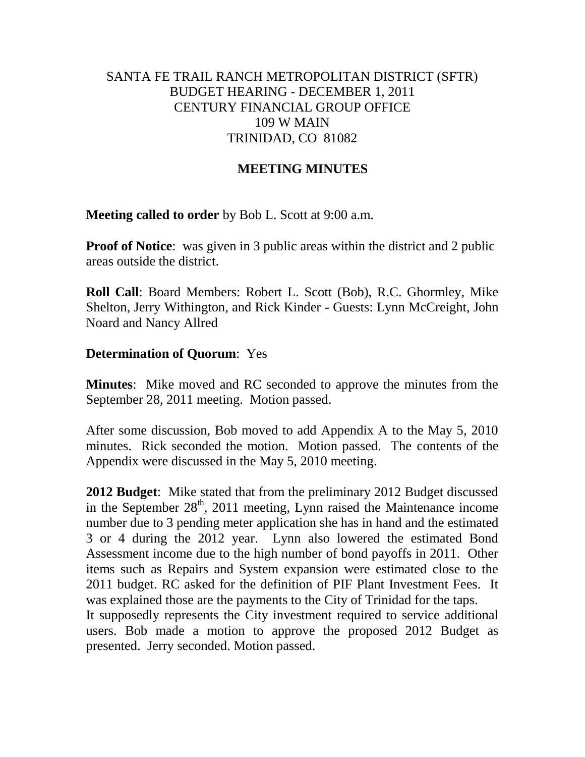SANTA FE TRAIL RANCH METROPOLITAN DISTRICT (SFTR)
BUDGET HEARING - DECEMBER 1, 2011
CENTURY FINANCIAL GROUP OFFICE
109 W MAIN
TRINIDAD, CO 81082

## MEETING MINUTES

**Meeting called to order** by Bob L. Scott at 9:00 a.m.

**Proof of Notice**: was given in 3 public areas within the district and 2 public areas outside the district.

**Roll Call**: Board Members: Robert L. Scott (Bob), R.C. Ghormley, Mike Shelton, Jerry Withington, and Rick Kinder - Guests: Lynn McCreight, John Noard and Nancy Allred

**Determination of Quorum**: Yes

**Minutes**: Mike moved and RC seconded to approve the minutes from the September 28, 2011 meeting. Motion passed.

After some discussion, Bob moved to add Appendix A to the May 5, 2010 minutes. Rick seconded the motion. Motion passed. The contents of the Appendix were discussed in the May 5, 2010 meeting.

**2012 Budget**: Mike stated that from the preliminary 2012 Budget discussed in the September 28th, 2011 meeting, Lynn raised the Maintenance income number due to 3 pending meter application she has in hand and the estimated 3 or 4 during the 2012 year. Lynn also lowered the estimated Bond Assessment income due to the high number of bond payoffs in 2011. Other items such as Repairs and System expansion were estimated close to the 2011 budget. RC asked for the definition of PIF Plant Investment Fees. It was explained those are the payments to the City of Trinidad for the taps. It supposedly represents the City investment required to service additional users. Bob made a motion to approve the proposed 2012 Budget as presented. Jerry seconded. Motion passed.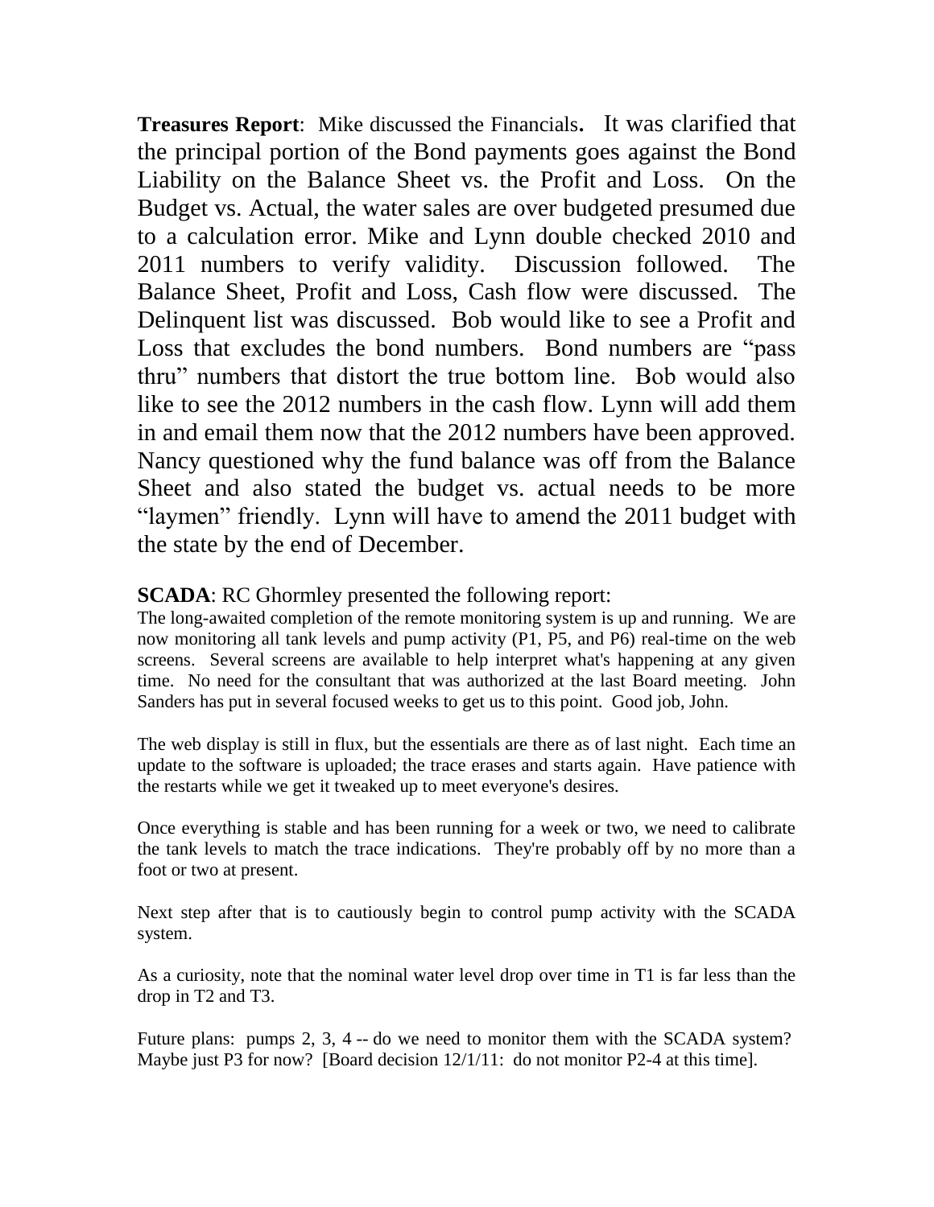**Treasures Report**: Mike discussed the Financials**.** It was clarified that the principal portion of the Bond payments goes against the Bond Liability on the Balance Sheet vs. the Profit and Loss. On the Budget vs. Actual, the water sales are over budgeted presumed due to a calculation error. Mike and Lynn double checked 2010 and 2011 numbers to verify validity. Discussion followed. The Balance Sheet, Profit and Loss, Cash flow were discussed. The Delinquent list was discussed. Bob would like to see a Profit and Loss that excludes the bond numbers. Bond numbers are "pass thru" numbers that distort the true bottom line. Bob would also like to see the 2012 numbers in the cash flow. Lynn will add them in and email them now that the 2012 numbers have been approved. Nancy questioned why the fund balance was off from the Balance Sheet and also stated the budget vs. actual needs to be more "laymen" friendly. Lynn will have to amend the 2011 budget with the state by the end of December.

**SCADA**: RC Ghormley presented the following report:

The long-awaited completion of the remote monitoring system is up and running. We are now monitoring all tank levels and pump activity (P1, P5, and P6) real-time on the web screens. Several screens are available to help interpret what's happening at any given time. No need for the consultant that was authorized at the last Board meeting. John Sanders has put in several focused weeks to get us to this point. Good job, John.

The web display is still in flux, but the essentials are there as of last night. Each time an update to the software is uploaded; the trace erases and starts again. Have patience with the restarts while we get it tweaked up to meet everyone's desires.

Once everything is stable and has been running for a week or two, we need to calibrate the tank levels to match the trace indications. They're probably off by no more than a foot or two at present.

Next step after that is to cautiously begin to control pump activity with the SCADA system.

As a curiosity, note that the nominal water level drop over time in T1 is far less than the drop in T2 and T3.

Future plans: pumps 2, 3, 4 -- do we need to monitor them with the SCADA system? Maybe just P3 for now? [Board decision 12/1/11: do not monitor P2-4 at this time].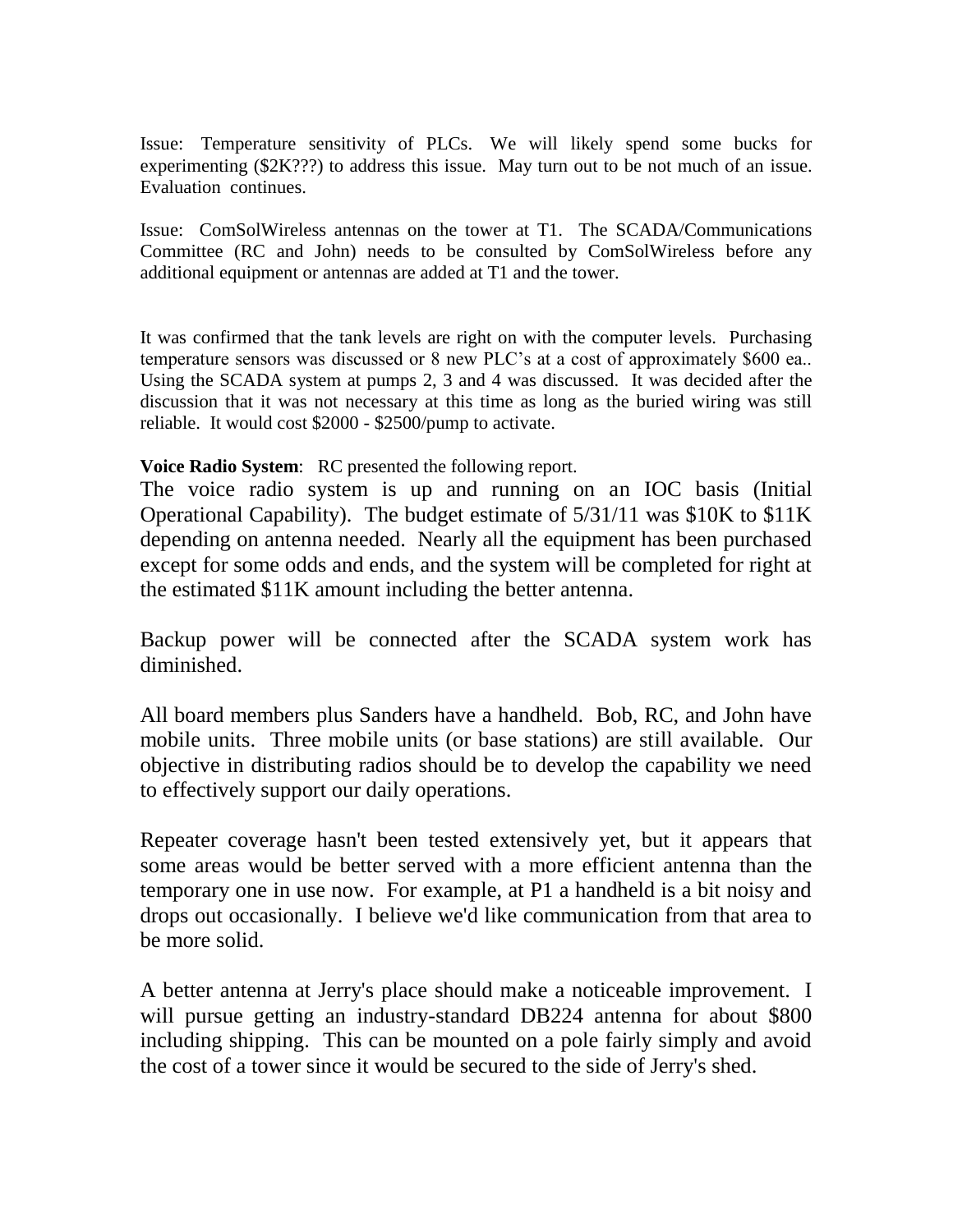Issue: Temperature sensitivity of PLCs. We will likely spend some bucks for experimenting ($2K???) to address this issue. May turn out to be not much of an issue. Evaluation continues.

Issue: ComSolWireless antennas on the tower at T1. The SCADA/Communications Committee (RC and John) needs to be consulted by ComSolWireless before any additional equipment or antennas are added at T1 and the tower.

It was confirmed that the tank levels are right on with the computer levels. Purchasing temperature sensors was discussed or 8 new PLC's at a cost of approximately $600 ea.. Using the SCADA system at pumps 2, 3 and 4 was discussed. It was decided after the discussion that it was not necessary at this time as long as the buried wiring was still reliable. It would cost $2000 - $2500/pump to activate.

**Voice Radio System**: RC presented the following report.

The voice radio system is up and running on an IOC basis (Initial Operational Capability). The budget estimate of 5/31/11 was $10K to $11K depending on antenna needed. Nearly all the equipment has been purchased except for some odds and ends, and the system will be completed for right at the estimated $11K amount including the better antenna.

Backup power will be connected after the SCADA system work has diminished.

All board members plus Sanders have a handheld. Bob, RC, and John have mobile units. Three mobile units (or base stations) are still available. Our objective in distributing radios should be to develop the capability we need to effectively support our daily operations.

Repeater coverage hasn't been tested extensively yet, but it appears that some areas would be better served with a more efficient antenna than the temporary one in use now. For example, at P1 a handheld is a bit noisy and drops out occasionally. I believe we'd like communication from that area to be more solid.

A better antenna at Jerry's place should make a noticeable improvement. I will pursue getting an industry-standard DB224 antenna for about $800 including shipping. This can be mounted on a pole fairly simply and avoid the cost of a tower since it would be secured to the side of Jerry's shed.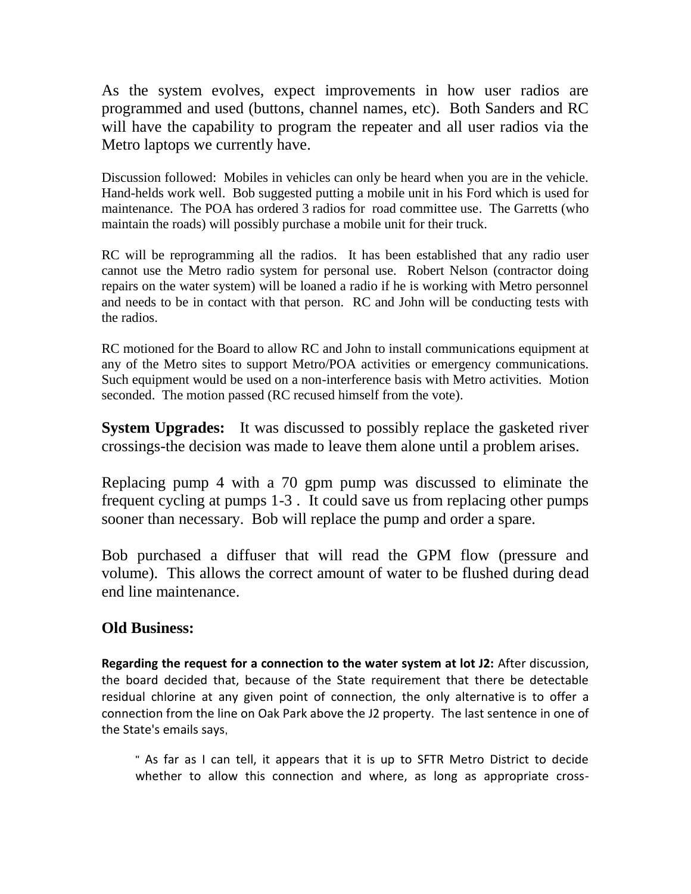As the system evolves, expect improvements in how user radios are programmed and used (buttons, channel names, etc). Both Sanders and RC will have the capability to program the repeater and all user radios via the Metro laptops we currently have.

Discussion followed: Mobiles in vehicles can only be heard when you are in the vehicle. Hand-helds work well. Bob suggested putting a mobile unit in his Ford which is used for maintenance. The POA has ordered 3 radios for road committee use. The Garretts (who maintain the roads) will possibly purchase a mobile unit for their truck.

RC will be reprogramming all the radios. It has been established that any radio user cannot use the Metro radio system for personal use. Robert Nelson (contractor doing repairs on the water system) will be loaned a radio if he is working with Metro personnel and needs to be in contact with that person. RC and John will be conducting tests with the radios.

RC motioned for the Board to allow RC and John to install communications equipment at any of the Metro sites to support Metro/POA activities or emergency communications. Such equipment would be used on a non-interference basis with Metro activities. Motion seconded. The motion passed (RC recused himself from the vote).

**System Upgrades:** It was discussed to possibly replace the gasketed river crossings-the decision was made to leave them alone until a problem arises.

Replacing pump 4 with a 70 gpm pump was discussed to eliminate the frequent cycling at pumps 1-3 . It could save us from replacing other pumps sooner than necessary. Bob will replace the pump and order a spare.

Bob purchased a diffuser that will read the GPM flow (pressure and volume). This allows the correct amount of water to be flushed during dead end line maintenance.

## Old Business:

**Regarding the request for a connection to the water system at lot J2:** After discussion, the board decided that, because of the State requirement that there be detectable residual chlorine at any given point of connection, the only alternative is to offer a connection from the line on Oak Park above the J2 property. The last sentence in one of the State's emails says,

> " As far as I can tell, it appears that it is up to SFTR Metro District to decide whether to allow this connection and where, as long as appropriate cross-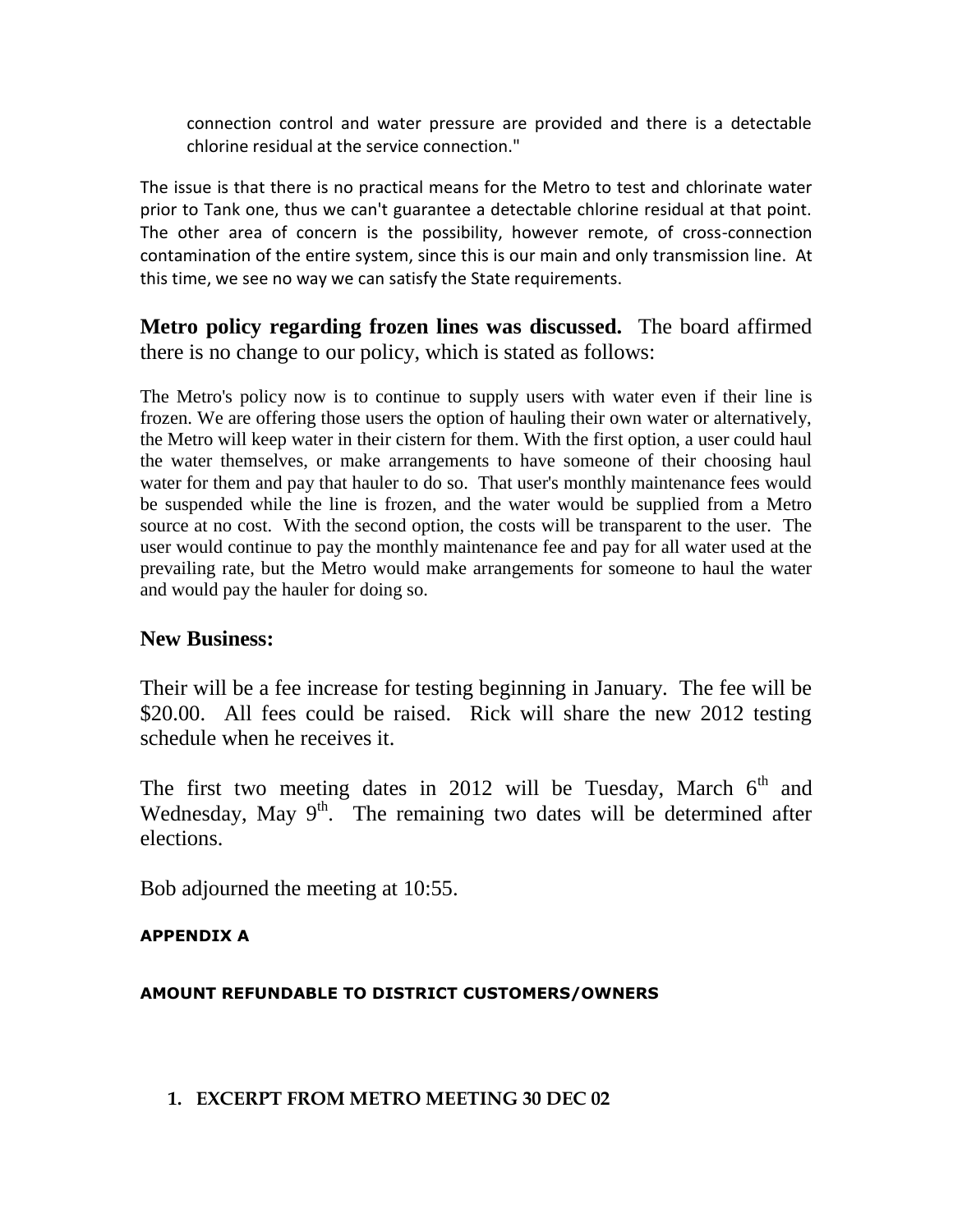connection control and water pressure are provided and there is a detectable chlorine residual at the service connection."

The issue is that there is no practical means for the Metro to test and chlorinate water prior to Tank one, thus we can't guarantee a detectable chlorine residual at that point. The other area of concern is the possibility, however remote, of cross-connection contamination of the entire system, since this is our main and only transmission line. At this time, we see no way we can satisfy the State requirements.

**Metro policy regarding frozen lines was discussed.** The board affirmed there is no change to our policy, which is stated as follows:

The Metro's policy now is to continue to supply users with water even if their line is frozen. We are offering those users the option of hauling their own water or alternatively, the Metro will keep water in their cistern for them. With the first option, a user could haul the water themselves, or make arrangements to have someone of their choosing haul water for them and pay that hauler to do so. That user's monthly maintenance fees would be suspended while the line is frozen, and the water would be supplied from a Metro source at no cost. With the second option, the costs will be transparent to the user. The user would continue to pay the monthly maintenance fee and pay for all water used at the prevailing rate, but the Metro would make arrangements for someone to haul the water and would pay the hauler for doing so.

## New Business:

Their will be a fee increase for testing beginning in January. The fee will be $20.00. All fees could be raised. Rick will share the new 2012 testing schedule when he receives it.

The first two meeting dates in 2012 will be Tuesday, March 6th and Wednesday, May 9th. The remaining two dates will be determined after elections.

Bob adjourned the meeting at 10:55.

#### APPENDIX A

#### AMOUNT REFUNDABLE TO DISTRICT CUSTOMERS/OWNERS

1. **EXCERPT FROM METRO MEETING 30 DEC 02**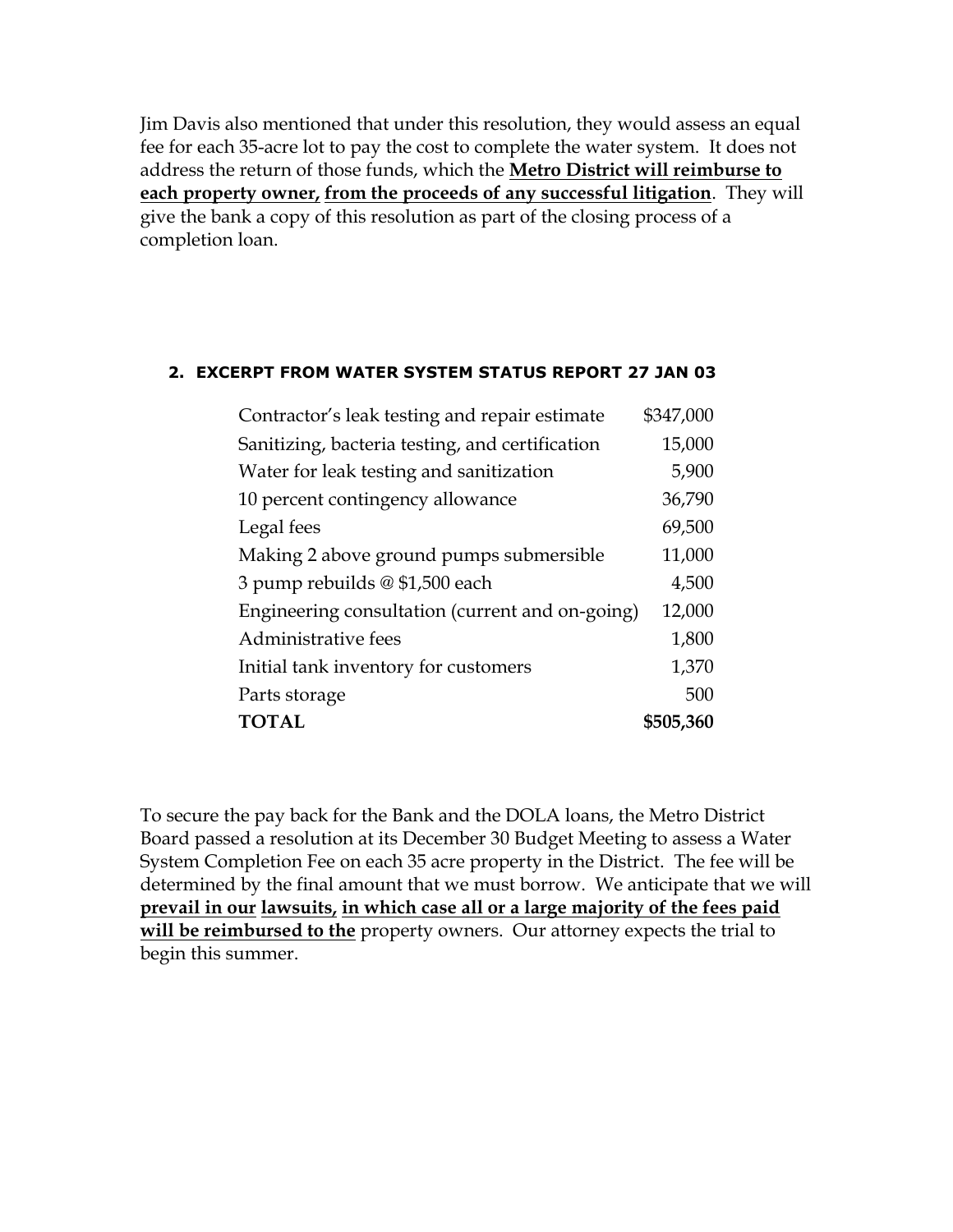Jim Davis also mentioned that under this resolution, they would assess an equal fee for each 35-acre lot to pay the cost to complete the water system. It does not address the return of those funds, which the **<u>Metro District will reimburse to each property owner,</u> <u>from the proceeds of any successful litigation</u>**. They will give the bank a copy of this resolution as part of the closing process of a completion loan.

#### 2. EXCERPT FROM WATER SYSTEM STATUS REPORT 27 JAN 03

| Item | Amount |
|---|---:|
| Contractor's leak testing and repair estimate | $347,000 |
| Sanitizing, bacteria testing, and certification | 15,000 |
| Water for leak testing and sanitization | 5,900 |
| 10 percent contingency allowance | 36,790 |
| Legal fees | 69,500 |
| Making 2 above ground pumps submersible | 11,000 |
| 3 pump rebuilds @ $1,500 each | 4,500 |
| Engineering consultation (current and on-going) | 12,000 |
| Administrative fees | 1,800 |
| Initial tank inventory for customers | 1,370 |
| Parts storage | 500 |
| **TOTAL** | **$505,360** |

To secure the pay back for the Bank and the DOLA loans, the Metro District Board passed a resolution at its December 30 Budget Meeting to assess a Water System Completion Fee on each 35 acre property in the District. The fee will be determined by the final amount that we must borrow. We anticipate that we will **<u>prevail in our</u> <u>lawsuits,</u> <u>in which case all or a large majority of the fees paid will be reimbursed to the</u>** property owners. Our attorney expects the trial to begin this summer.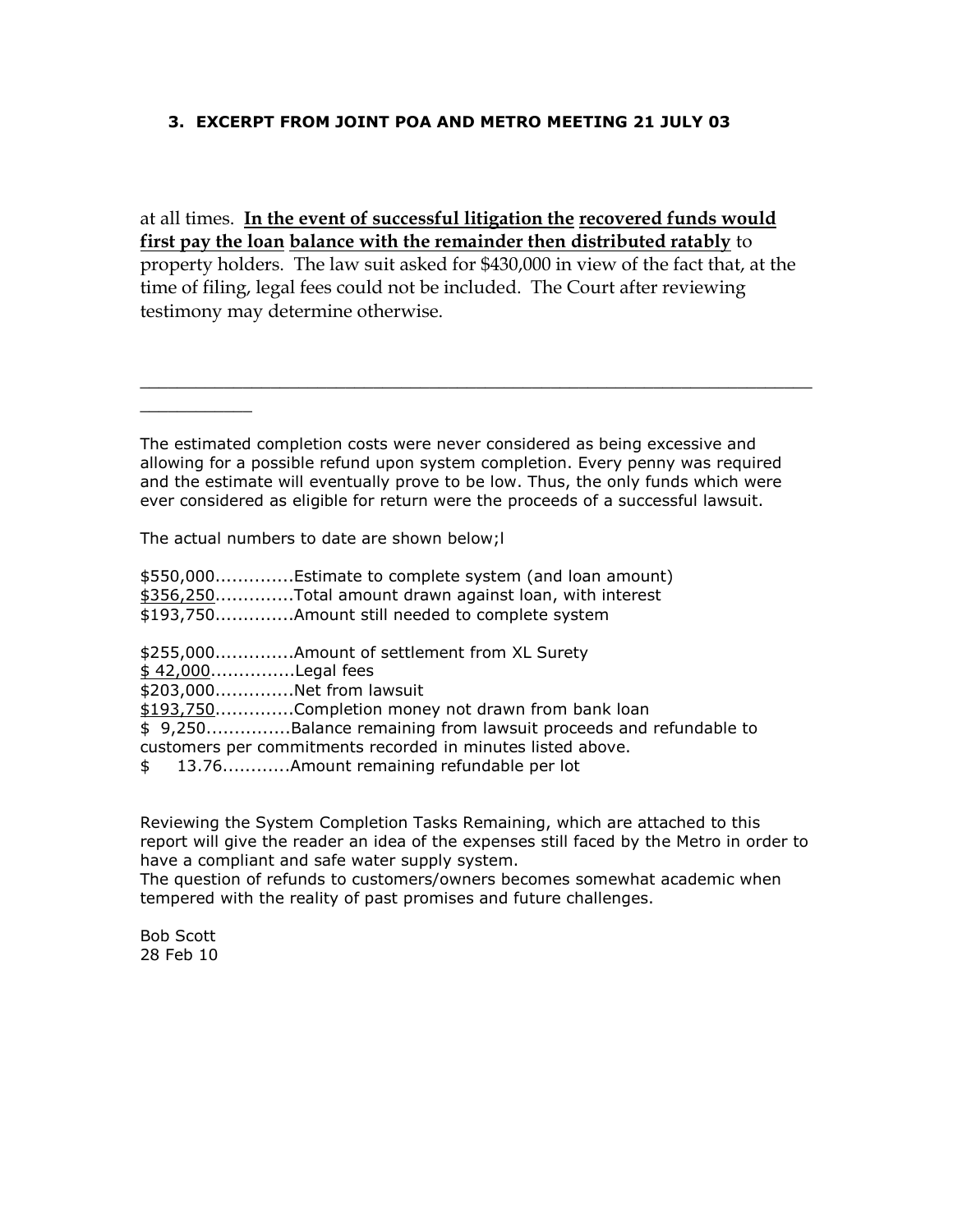### 3. EXCERPT FROM JOINT POA AND METRO MEETING 21 JULY 03

at all times. **In the event of successful litigation the recovered funds would first pay the loan balance with the remainder then distributed ratably** to property holders. The law suit asked for $430,000 in view of the fact that, at the time of filing, legal fees could not be included. The Court after reviewing testimony may determine otherwise.

---

The estimated completion costs were never considered as being excessive and allowing for a possible refund upon system completion. Every penny was required and the estimate will eventually prove to be low. Thus, the only funds which were ever considered as eligible for return were the proceeds of a successful lawsuit.

The actual numbers to date are shown below;l

$550,000.............Estimate to complete system (and loan amount)
$356,250.............Total amount drawn against loan, with interest
$193,750.............Amount still needed to complete system

$255,000.............Amount of settlement from XL Surety
$ 42,000...............Legal fees
$203,000.............Net from lawsuit
$193,750.............Completion money not drawn from bank loan
$ 9,250...............Balance remaining from lawsuit proceeds and refundable to customers per commitments recorded in minutes listed above.
$ 13.76............Amount remaining refundable per lot

Reviewing the System Completion Tasks Remaining, which are attached to this report will give the reader an idea of the expenses still faced by the Metro in order to have a compliant and safe water supply system.
The question of refunds to customers/owners becomes somewhat academic when tempered with the reality of past promises and future challenges.

Bob Scott
28 Feb 10